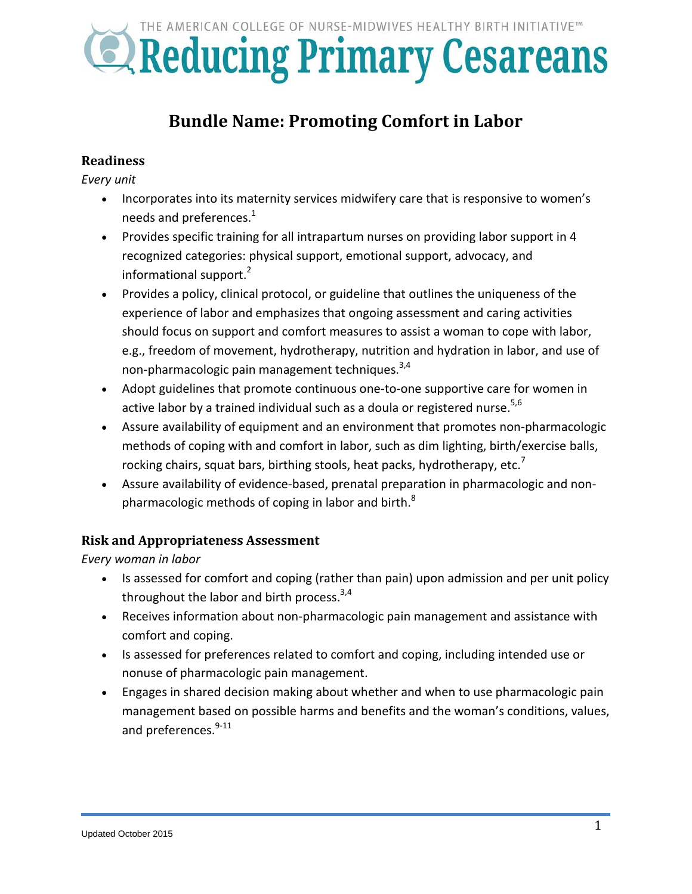THE AMERICAN COLLEGE OF NURSE-MIDWIVES HEALTHY BIRTH INITIATIVE™

# Reducing Primary Cesareans

## Bundle Name: Promoting Comfort in Labor

### Readiness

*Every unit*

- Incorporates into its maternity services midwifery care that is responsive to women's needs and preferences.[1]
- Provides specific training for all intrapartum nurses on providing labor support in 4 recognized categories: physical support, emotional support, advocacy, and informational support.[2]
- Provides a policy, clinical protocol, or guideline that outlines the uniqueness of the experience of labor and emphasizes that ongoing assessment and caring activities should focus on support and comfort measures to assist a woman to cope with labor, e.g., freedom of movement, hydrotherapy, nutrition and hydration in labor, and use of non-pharmacologic pain management techniques.[3,4]
- Adopt guidelines that promote continuous one-to-one supportive care for women in active labor by a trained individual such as a doula or registered nurse.[5,6]
- Assure availability of equipment and an environment that promotes non-pharmacologic methods of coping with and comfort in labor, such as dim lighting, birth/exercise balls, rocking chairs, squat bars, birthing stools, heat packs, hydrotherapy, etc.[7]
- Assure availability of evidence-based, prenatal preparation in pharmacologic and non-pharmacologic methods of coping in labor and birth.[8]

### Risk and Appropriateness Assessment

*Every woman in labor*

- Is assessed for comfort and coping (rather than pain) upon admission and per unit policy throughout the labor and birth process.[3,4]
- Receives information about non-pharmacologic pain management and assistance with comfort and coping.
- Is assessed for preferences related to comfort and coping, including intended use or nonuse of pharmacologic pain management.
- Engages in shared decision making about whether and when to use pharmacologic pain management based on possible harms and benefits and the woman's conditions, values, and preferences.[9-11]

Updated October 2015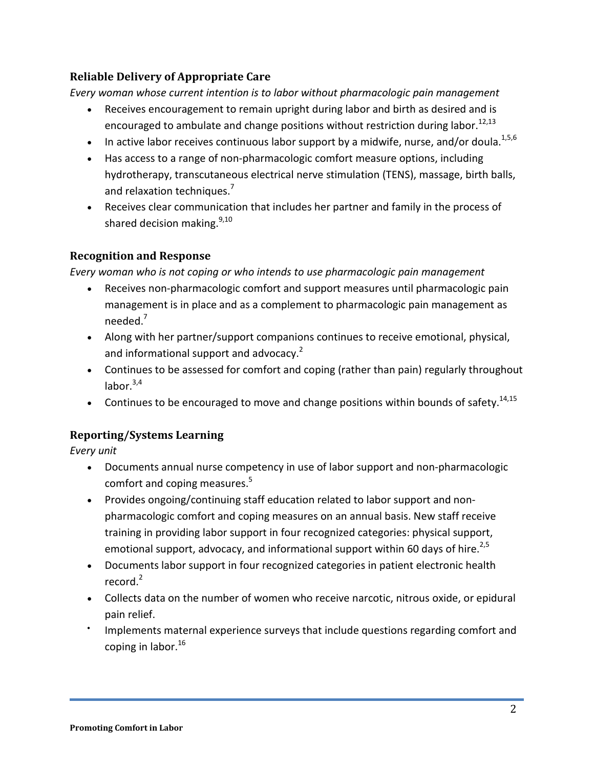## Reliable Delivery of Appropriate Care

*Every woman whose current intention is to labor without pharmacologic pain management*

- Receives encouragement to remain upright during labor and birth as desired and is encouraged to ambulate and change positions without restriction during labor.[12,13]
- In active labor receives continuous labor support by a midwife, nurse, and/or doula.[1,5,6]
- Has access to a range of non-pharmacologic comfort measure options, including hydrotherapy, transcutaneous electrical nerve stimulation (TENS), massage, birth balls, and relaxation techniques.[7]
- Receives clear communication that includes her partner and family in the process of shared decision making.[9,10]

## Recognition and Response

*Every woman who is not coping or who intends to use pharmacologic pain management*

- Receives non-pharmacologic comfort and support measures until pharmacologic pain management is in place and as a complement to pharmacologic pain management as needed.[7]
- Along with her partner/support companions continues to receive emotional, physical, and informational support and advocacy.[2]
- Continues to be assessed for comfort and coping (rather than pain) regularly throughout labor.[3,4]
- Continues to be encouraged to move and change positions within bounds of safety.[14,15]

## Reporting/Systems Learning

*Every unit*

- Documents annual nurse competency in use of labor support and non-pharmacologic comfort and coping measures.[5]
- Provides ongoing/continuing staff education related to labor support and non-pharmacologic comfort and coping measures on an annual basis. New staff receive training in providing labor support in four recognized categories: physical support, emotional support, advocacy, and informational support within 60 days of hire.[2,5]
- Documents labor support in four recognized categories in patient electronic health record.[2]
- Collects data on the number of women who receive narcotic, nitrous oxide, or epidural pain relief.
- Implements maternal experience surveys that include questions regarding comfort and coping in labor.[16]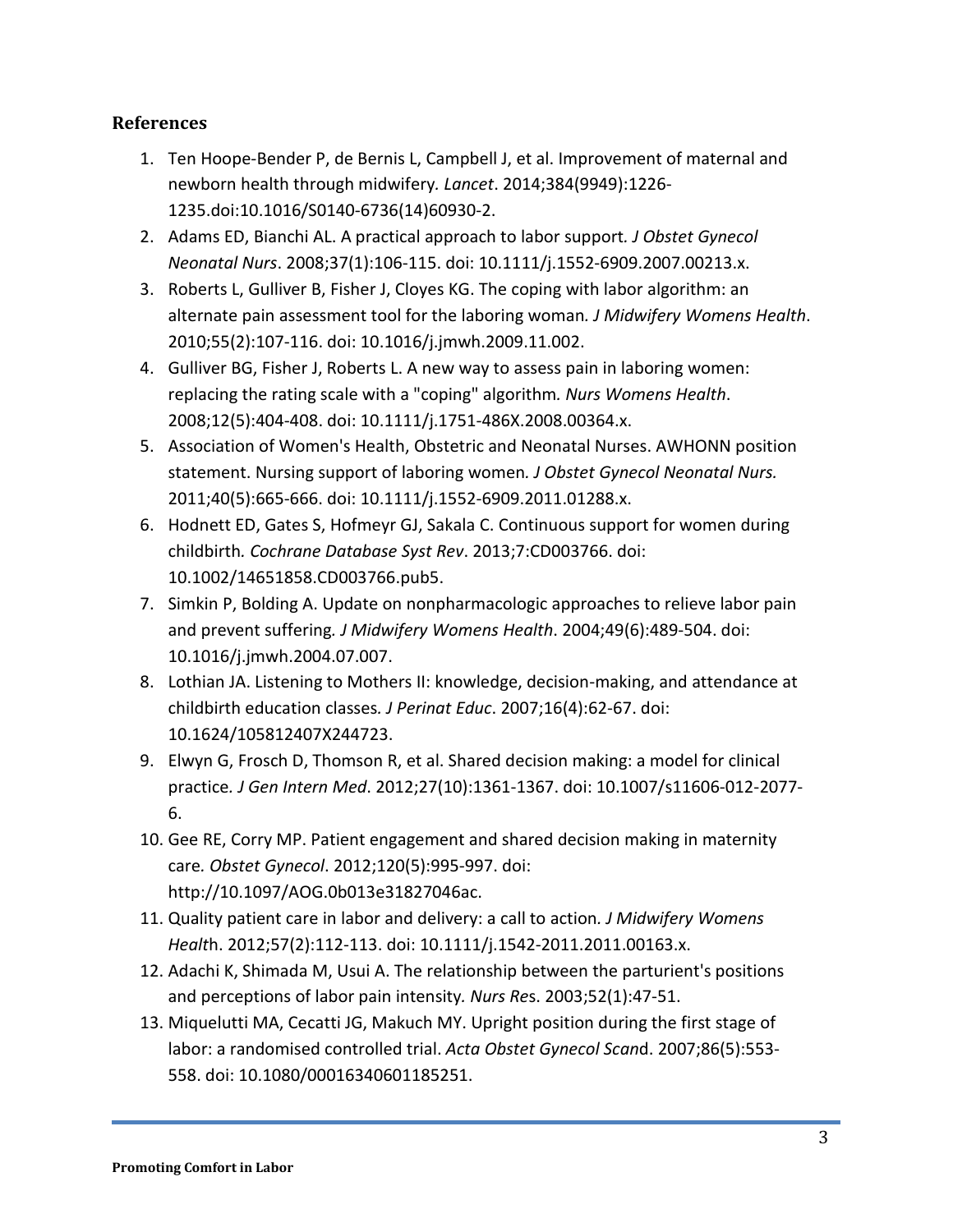## References

1. Ten Hoope-Bender P, de Bernis L, Campbell J, et al. Improvement of maternal and newborn health through midwifery. *Lancet*. 2014;384(9949):1226-1235.doi:10.1016/S0140-6736(14)60930-2.
2. Adams ED, Bianchi AL. A practical approach to labor support. *J Obstet Gynecol Neonatal Nurs*. 2008;37(1):106-115. doi: 10.1111/j.1552-6909.2007.00213.x.
3. Roberts L, Gulliver B, Fisher J, Cloyes KG. The coping with labor algorithm: an alternate pain assessment tool for the laboring woman. *J Midwifery Womens Health*. 2010;55(2):107-116. doi: 10.1016/j.jmwh.2009.11.002.
4. Gulliver BG, Fisher J, Roberts L. A new way to assess pain in laboring women: replacing the rating scale with a "coping" algorithm. *Nurs Womens Health*. 2008;12(5):404-408. doi: 10.1111/j.1751-486X.2008.00364.x.
5. Association of Women's Health, Obstetric and Neonatal Nurses. AWHONN position statement. Nursing support of laboring women. *J Obstet Gynecol Neonatal Nurs.* 2011;40(5):665-666. doi: 10.1111/j.1552-6909.2011.01288.x.
6. Hodnett ED, Gates S, Hofmeyr GJ, Sakala C. Continuous support for women during childbirth. *Cochrane Database Syst Rev*. 2013;7:CD003766. doi: 10.1002/14651858.CD003766.pub5.
7. Simkin P, Bolding A. Update on nonpharmacologic approaches to relieve labor pain and prevent suffering. *J Midwifery Womens Health*. 2004;49(6):489-504. doi: 10.1016/j.jmwh.2004.07.007.
8. Lothian JA. Listening to Mothers II: knowledge, decision-making, and attendance at childbirth education classes. *J Perinat Educ*. 2007;16(4):62-67. doi: 10.1624/105812407X244723.
9. Elwyn G, Frosch D, Thomson R, et al. Shared decision making: a model for clinical practice. *J Gen Intern Med*. 2012;27(10):1361-1367. doi: 10.1007/s11606-012-2077-6.
10. Gee RE, Corry MP. Patient engagement and shared decision making in maternity care. *Obstet Gynecol*. 2012;120(5):995-997. doi: http://10.1097/AOG.0b013e31827046ac.
11. Quality patient care in labor and delivery: a call to action. *J Midwifery Womens Healt*h. 2012;57(2):112-113. doi: 10.1111/j.1542-2011.2011.00163.x.
12. Adachi K, Shimada M, Usui A. The relationship between the parturient's positions and perceptions of labor pain intensity. *Nurs Re*s. 2003;52(1):47-51.
13. Miquelutti MA, Cecatti JG, Makuch MY. Upright position during the first stage of labor: a randomised controlled trial. *Acta Obstet Gynecol Scan*d. 2007;86(5):553-558. doi: 10.1080/00016340601185251.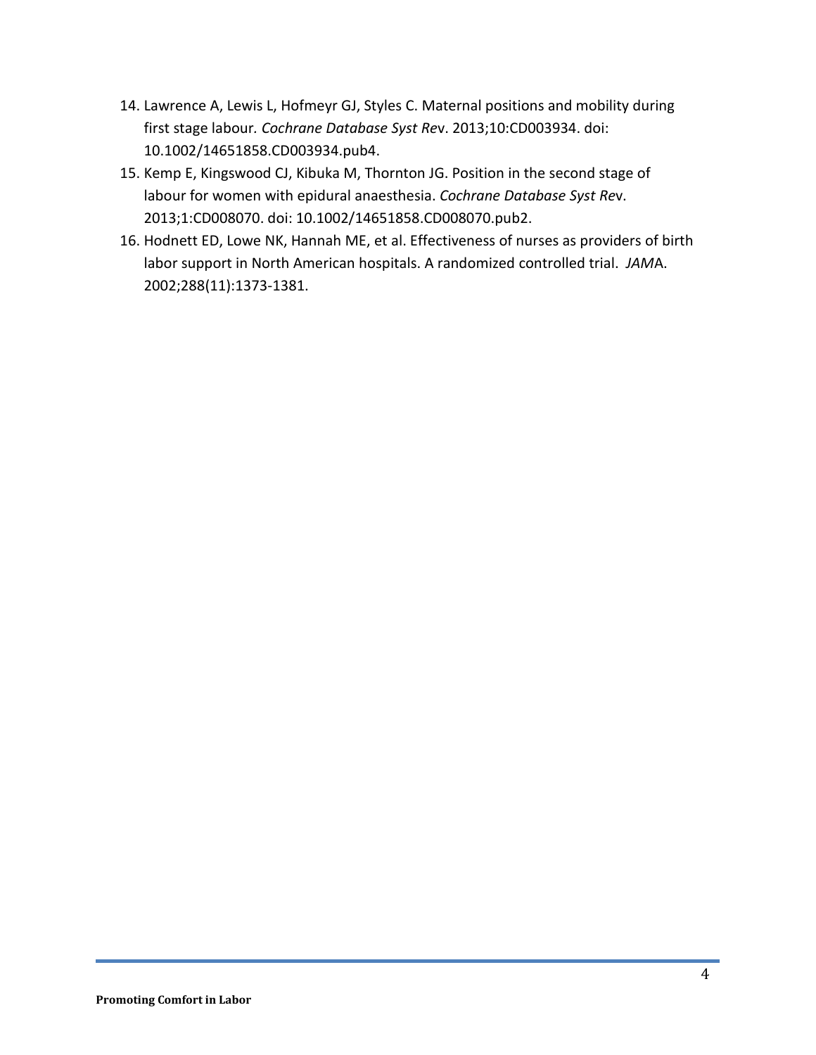14. Lawrence A, Lewis L, Hofmeyr GJ, Styles C. Maternal positions and mobility during first stage labour. *Cochrane Database Syst Re*v. 2013;10:CD003934. doi: 10.1002/14651858.CD003934.pub4.
15. Kemp E, Kingswood CJ, Kibuka M, Thornton JG. Position in the second stage of labour for women with epidural anaesthesia. *Cochrane Database Syst Re*v. 2013;1:CD008070. doi: 10.1002/14651858.CD008070.pub2.
16. Hodnett ED, Lowe NK, Hannah ME, et al. Effectiveness of nurses as providers of birth labor support in North American hospitals. A randomized controlled trial. *JAM*A. 2002;288(11):1373-1381.